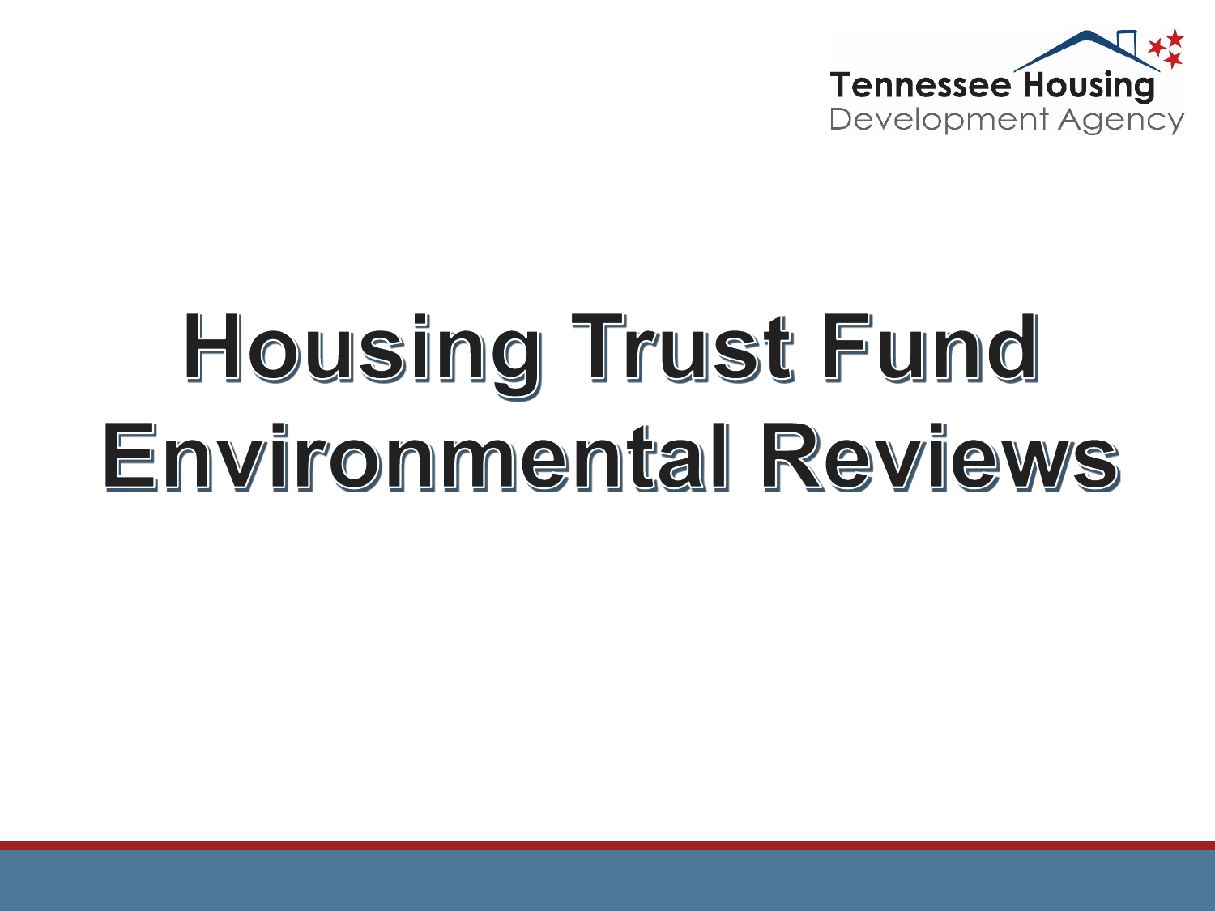Tennessee Housing Development Agency

# Housing Trust Fund Environmental Reviews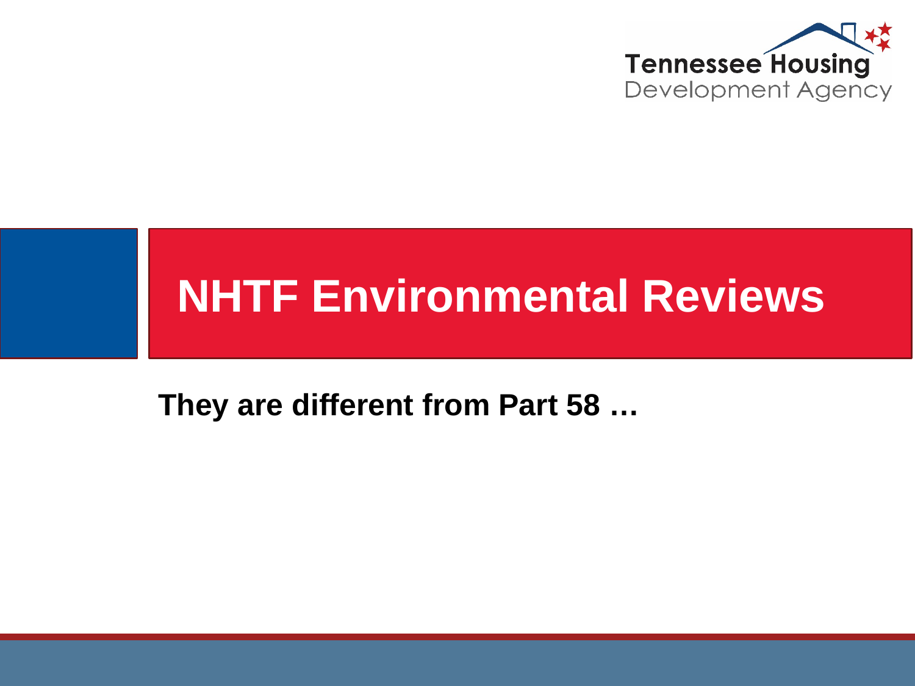# NHTF Environmental Reviews

**They are different from Part 58 …**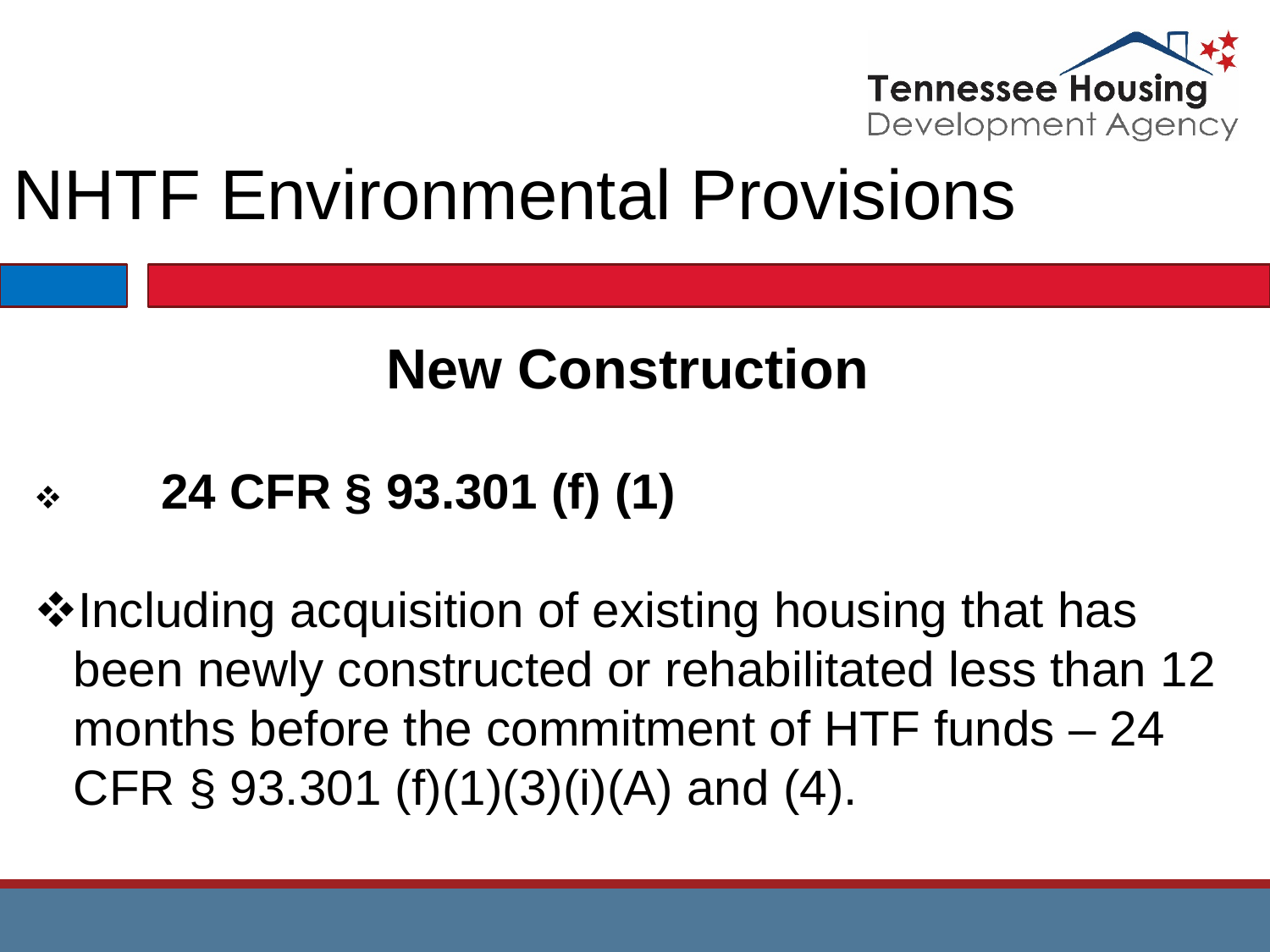# NHTF Environmental Provisions

## New Construction

- **24 CFR § 93.301 (f) (1)**

- Including acquisition of existing housing that has been newly constructed or rehabilitated less than 12 months before the commitment of HTF funds – 24 CFR § 93.301 (f)(1)(3)(i)(A) and (4).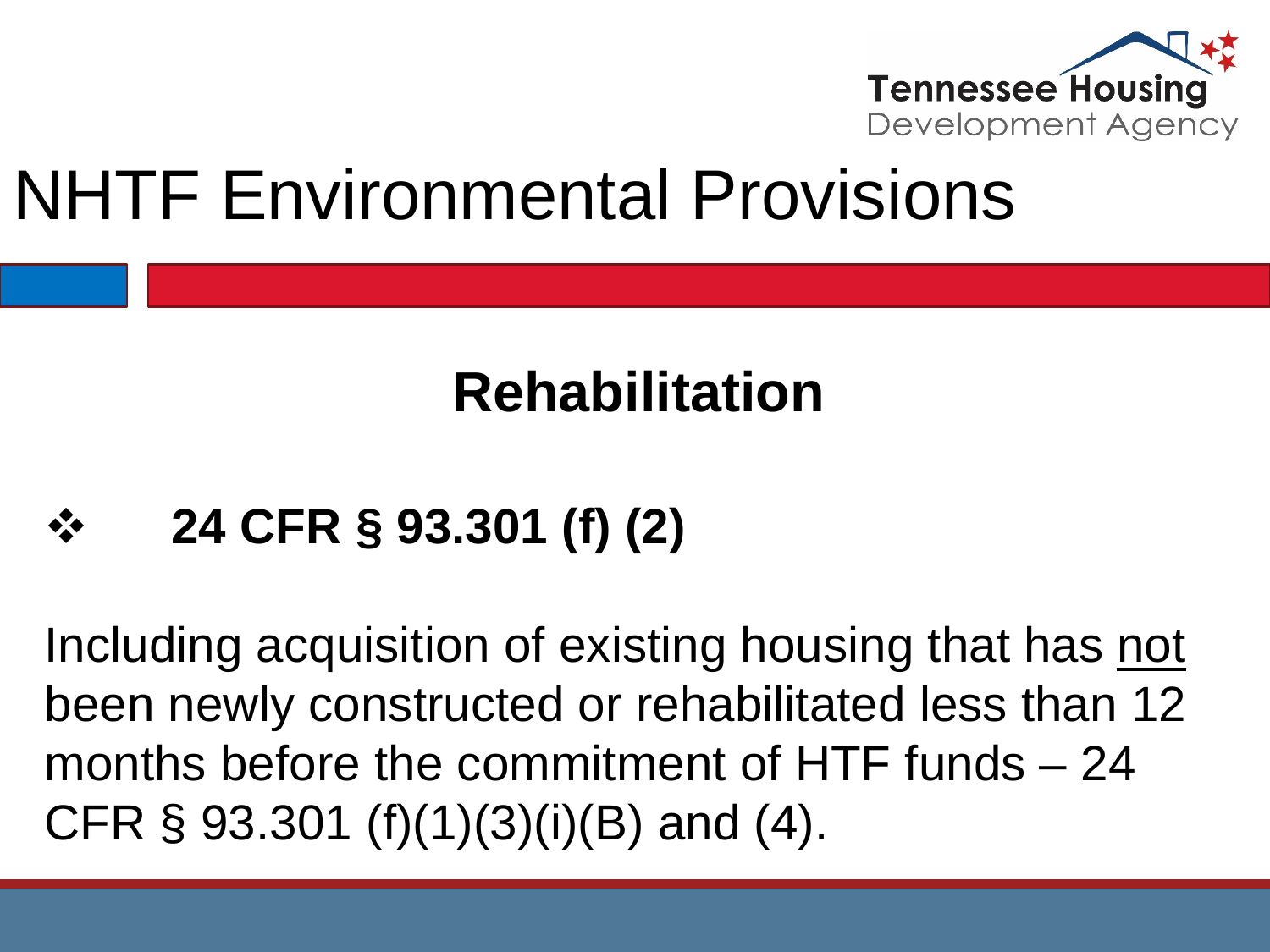# NHTF Environmental Provisions

## Rehabilitation

- **24 CFR § 93.301 (f) (2)**

Including acquisition of existing housing that has not been newly constructed or rehabilitated less than 12 months before the commitment of HTF funds – 24 CFR § 93.301 (f)(1)(3)(i)(B) and (4).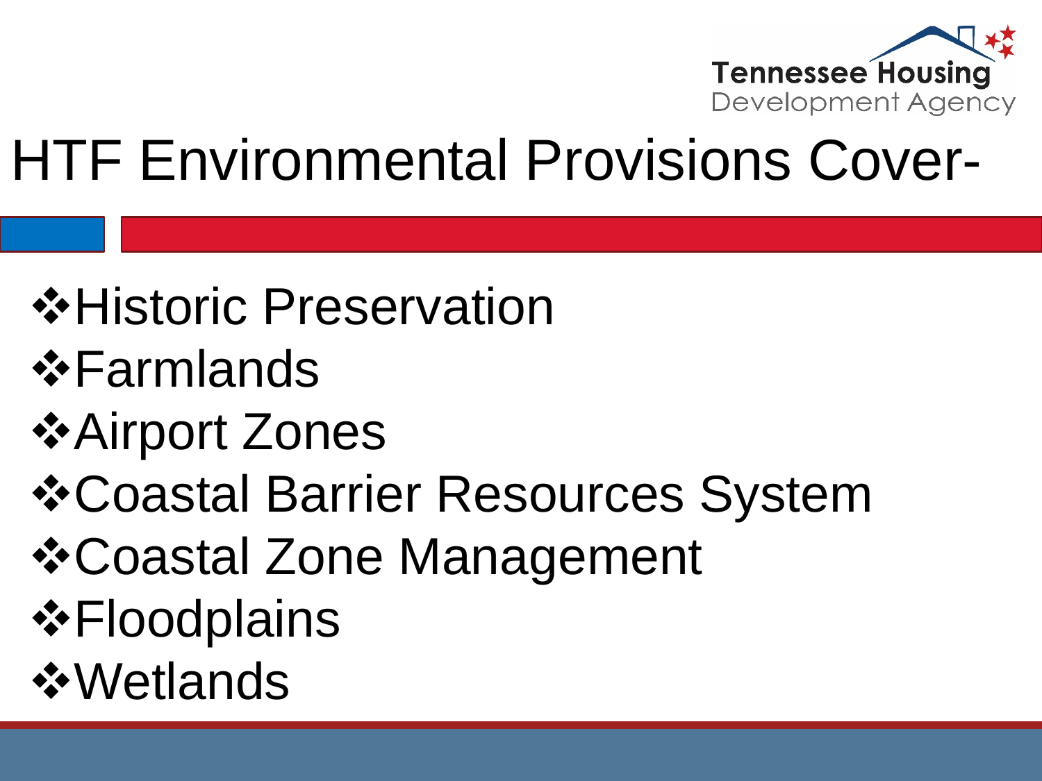# HTF Environmental Provisions Cover-

- Historic Preservation
- Farmlands
- Airport Zones
- Coastal Barrier Resources System
- Coastal Zone Management
- Floodplains
- Wetlands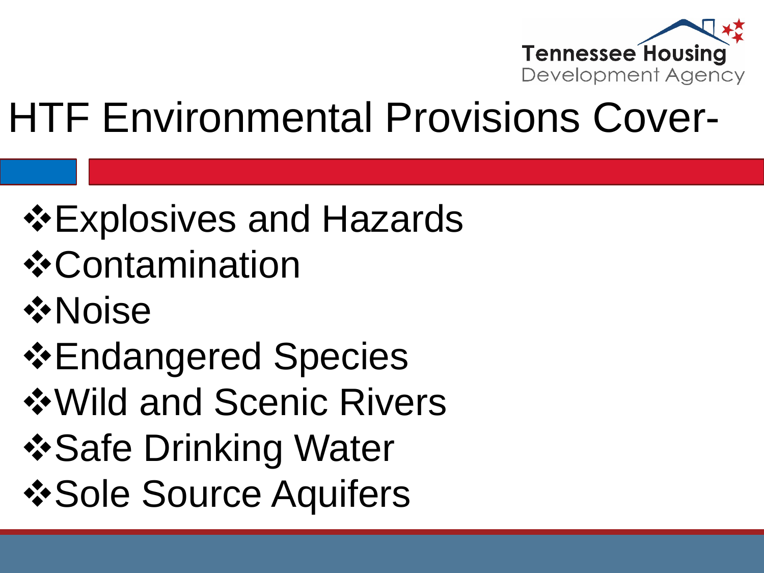# HTF Environmental Provisions Cover-

- Explosives and Hazards
- Contamination
- Noise
- Endangered Species
- Wild and Scenic Rivers
- Safe Drinking Water
- Sole Source Aquifers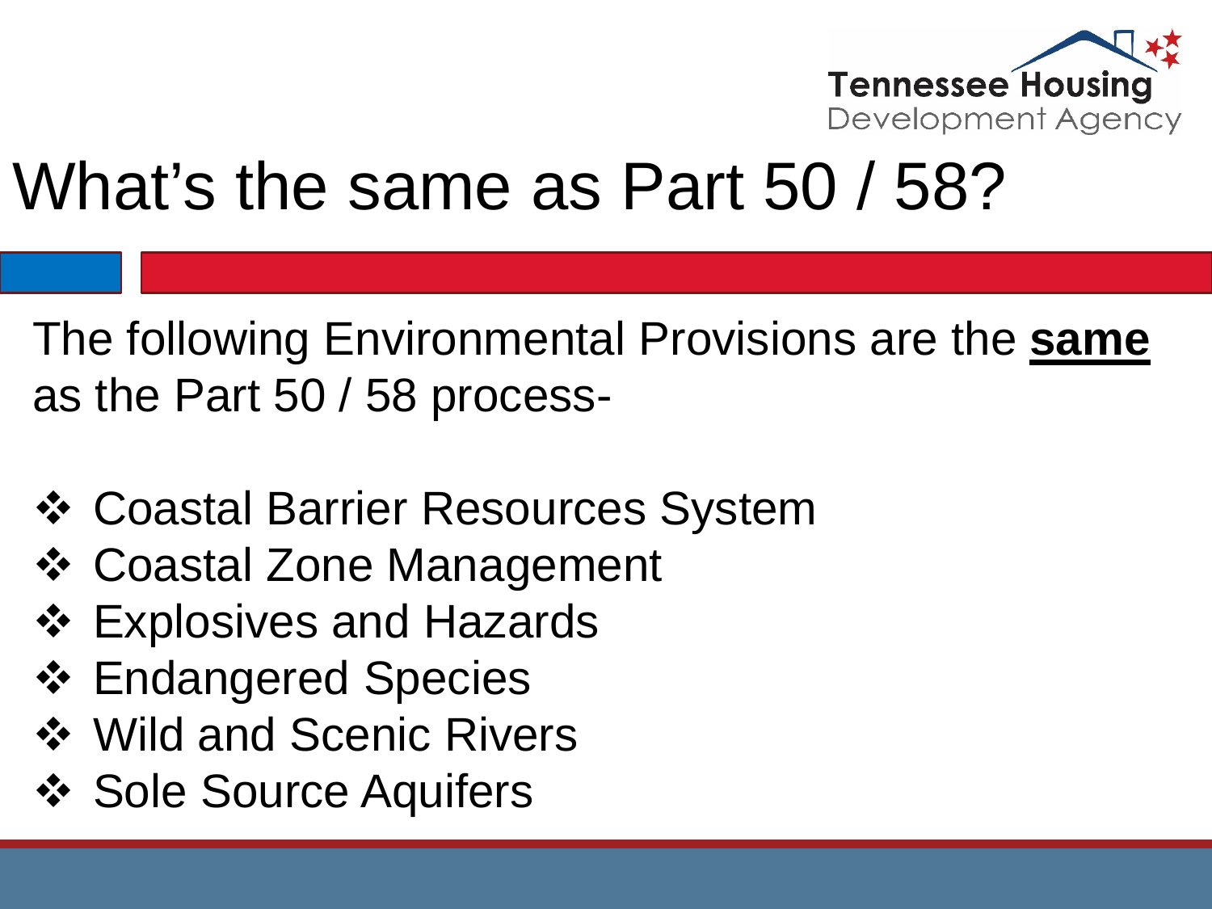# What's the same as Part 50 / 58?

The following Environmental Provisions are the **same** as the Part 50 / 58 process-

- Coastal Barrier Resources System
- Coastal Zone Management
- Explosives and Hazards
- Endangered Species
- Wild and Scenic Rivers
- Sole Source Aquifers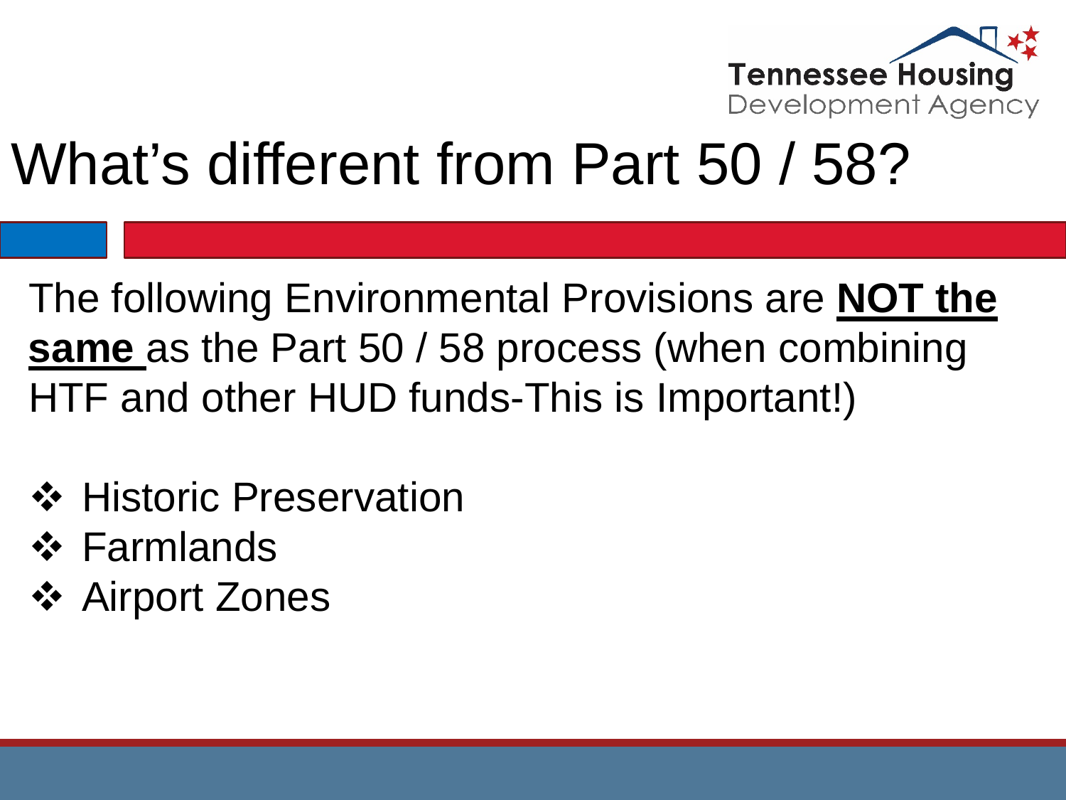# What's different from Part 50 / 58?

The following Environmental Provisions are **NOT the same** as the Part 50 / 58 process (when combining HTF and other HUD funds-This is Important!)

- Historic Preservation
- Farmlands
- Airport Zones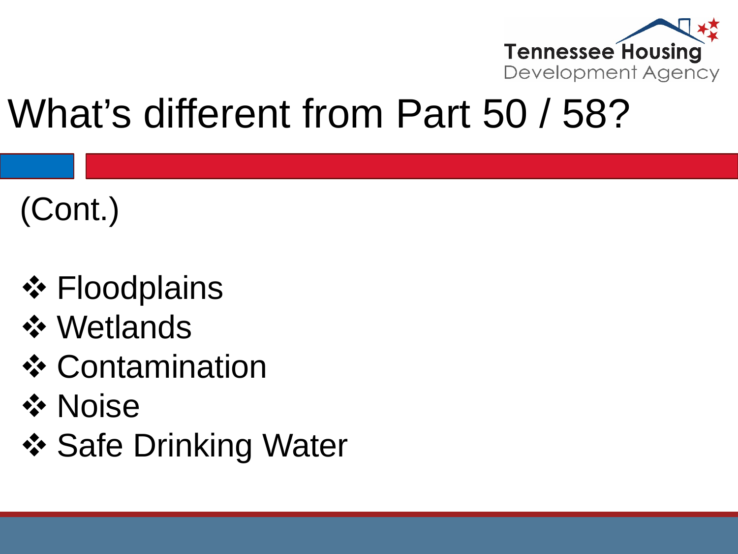# What's different from Part 50 / 58?

(Cont.)

- Floodplains
- Wetlands
- Contamination
- Noise
- Safe Drinking Water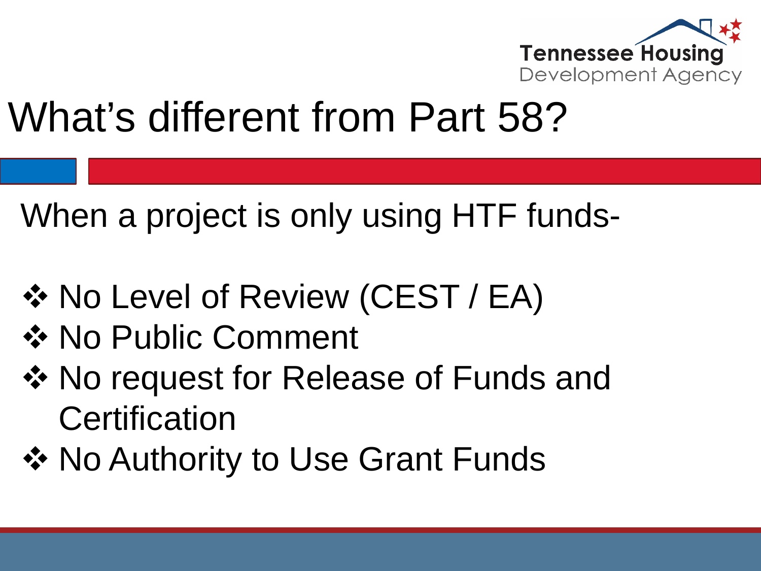# What's different from Part 58?

When a project is only using HTF funds-

- No Level of Review (CEST / EA)
- No Public Comment
- No request for Release of Funds and Certification
- No Authority to Use Grant Funds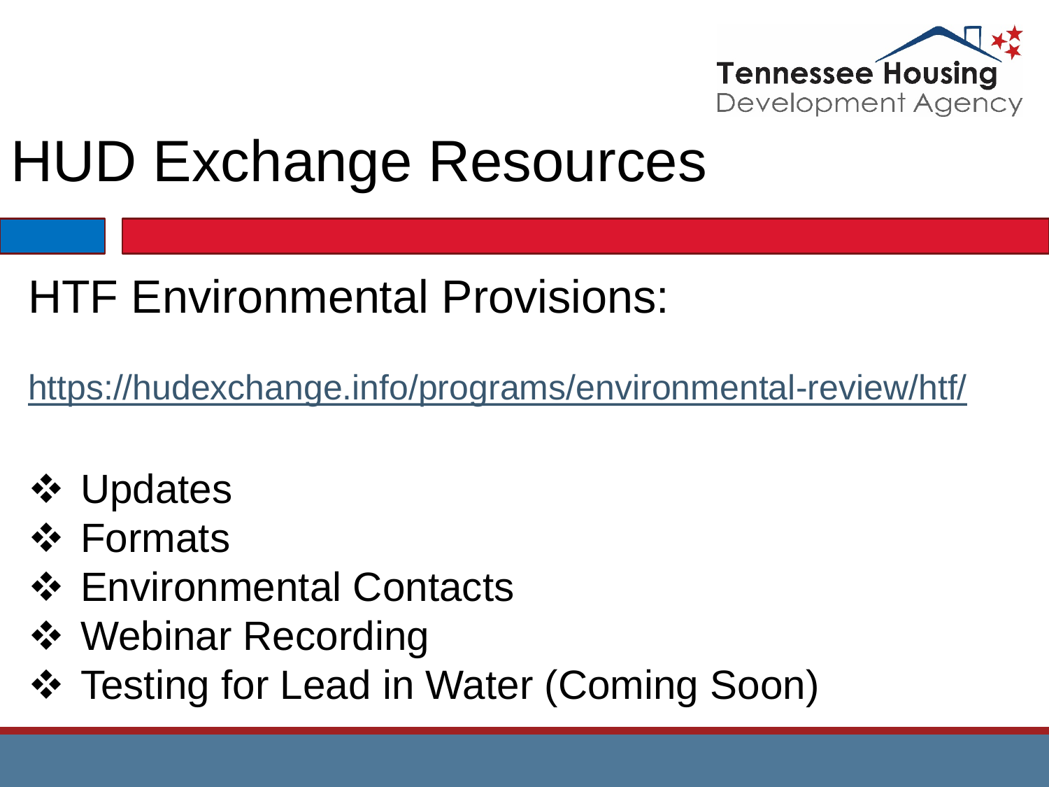# HUD Exchange Resources

## HTF Environmental Provisions:

https://hudexchange.info/programs/environmental-review/htf/

- Updates
- Formats
- Environmental Contacts
- Webinar Recording
- Testing for Lead in Water (Coming Soon)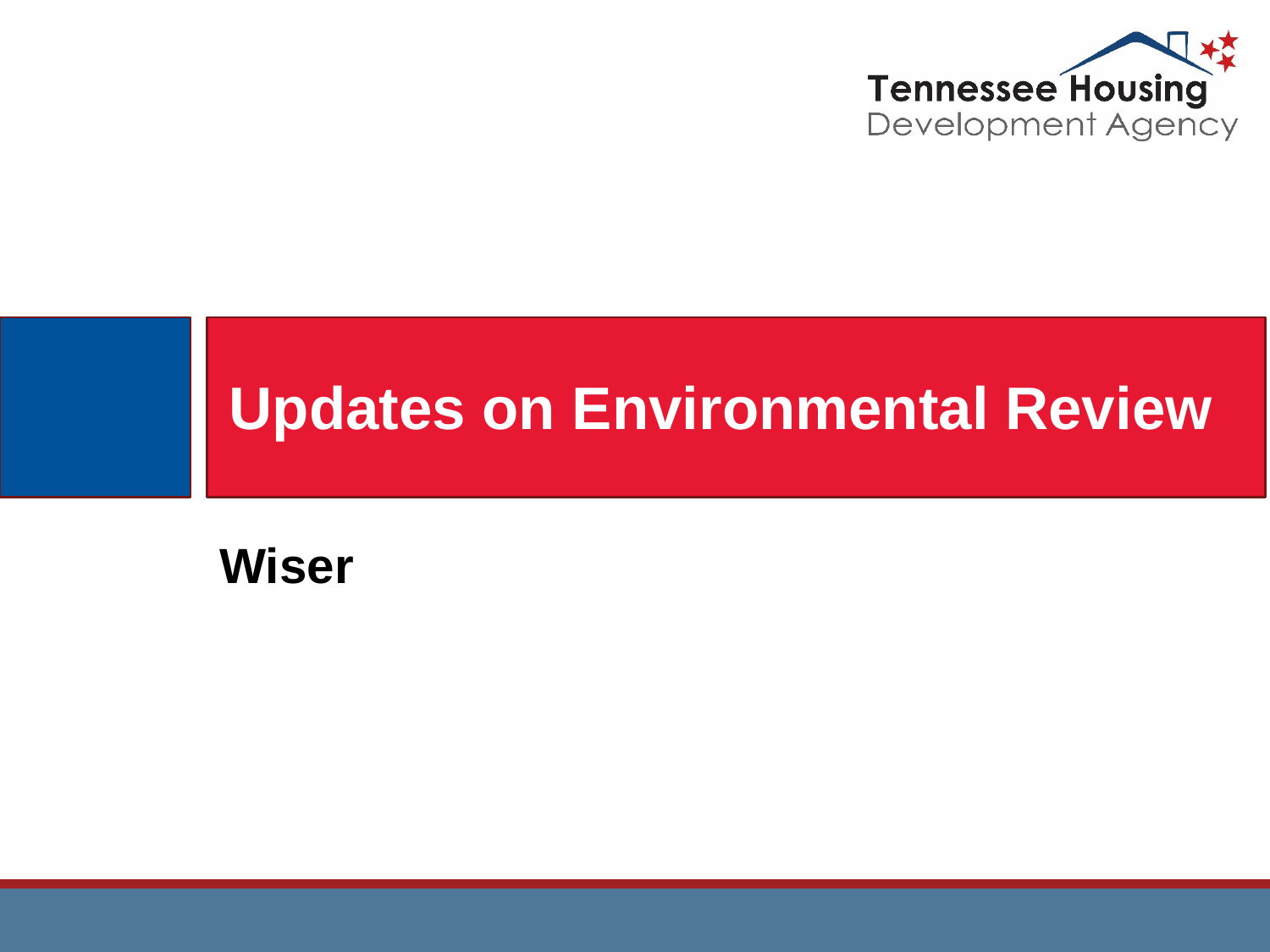# Updates on Environmental Review

**Wiser**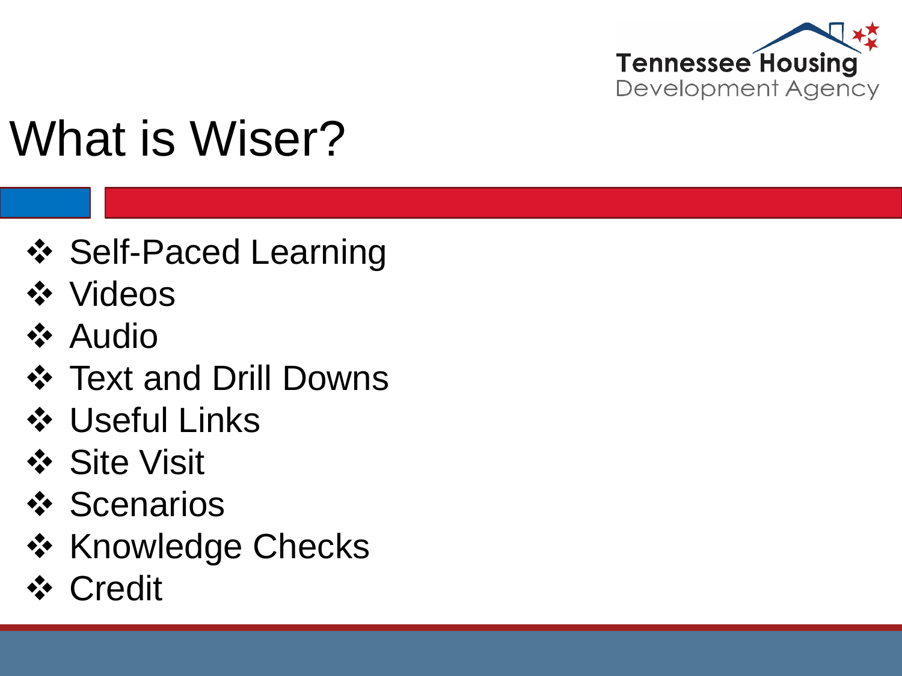# What is Wiser?

- Self-Paced Learning
- Videos
- Audio
- Text and Drill Downs
- Useful Links
- Site Visit
- Scenarios
- Knowledge Checks
- Credit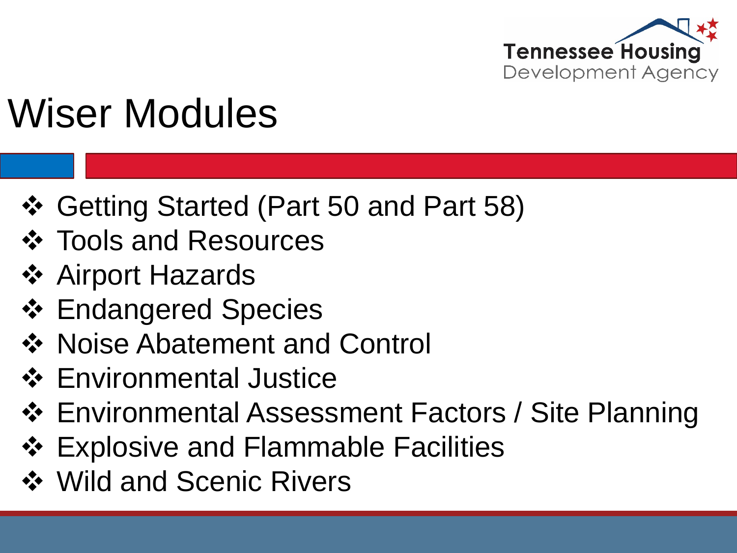# Wiser Modules

- Getting Started (Part 50 and Part 58)
- Tools and Resources
- Airport Hazards
- Endangered Species
- Noise Abatement and Control
- Environmental Justice
- Environmental Assessment Factors / Site Planning
- Explosive and Flammable Facilities
- Wild and Scenic Rivers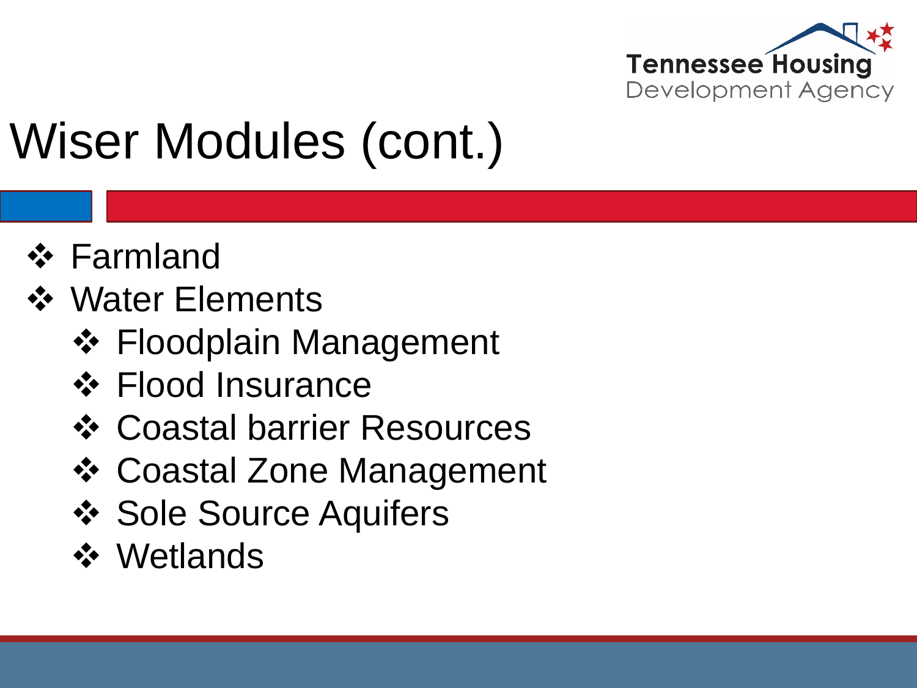# Wiser Modules (cont.)

- Farmland
- Water Elements
  - Floodplain Management
  - Flood Insurance
  - Coastal barrier Resources
  - Coastal Zone Management
  - Sole Source Aquifers
  - Wetlands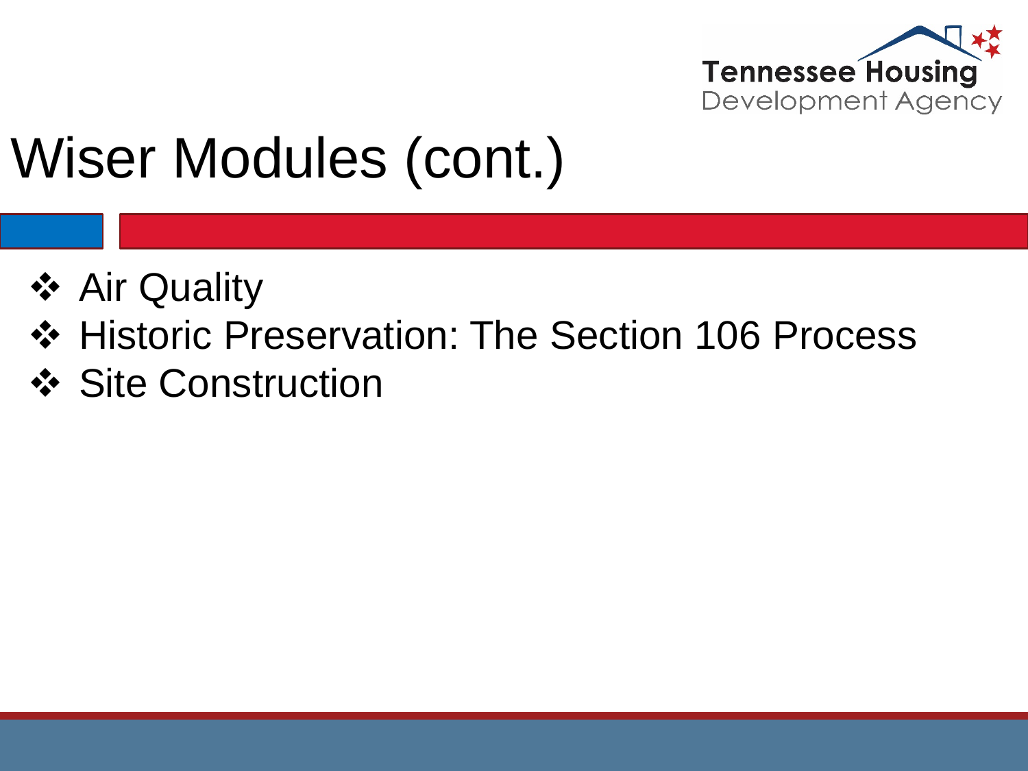# Wiser Modules (cont.)

- Air Quality
- Historic Preservation: The Section 106 Process
- Site Construction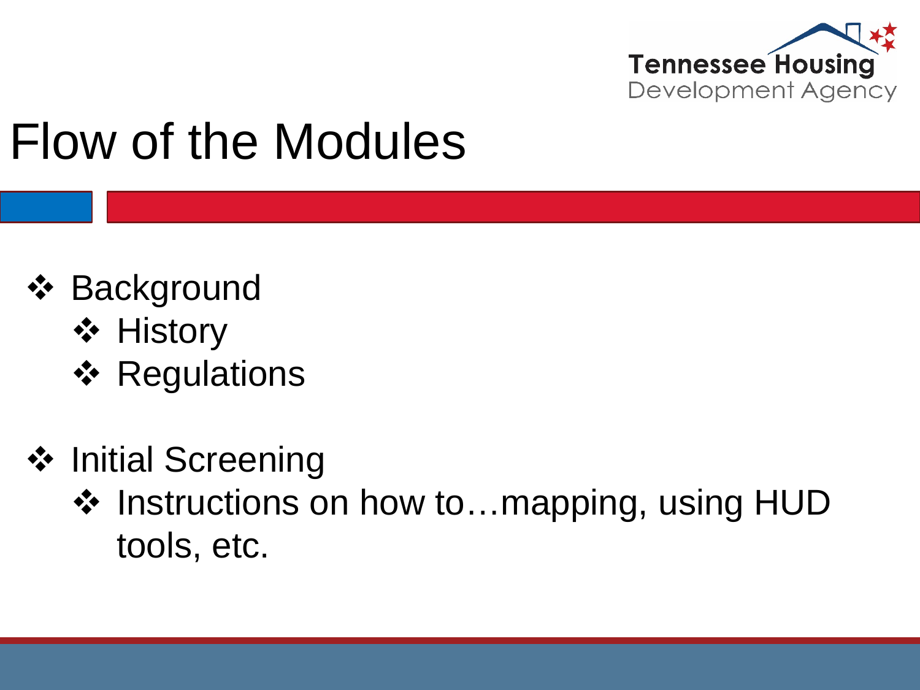# Flow of the Modules

- Background
  - History
  - Regulations
- Initial Screening
  - Instructions on how to…mapping, using HUD tools, etc.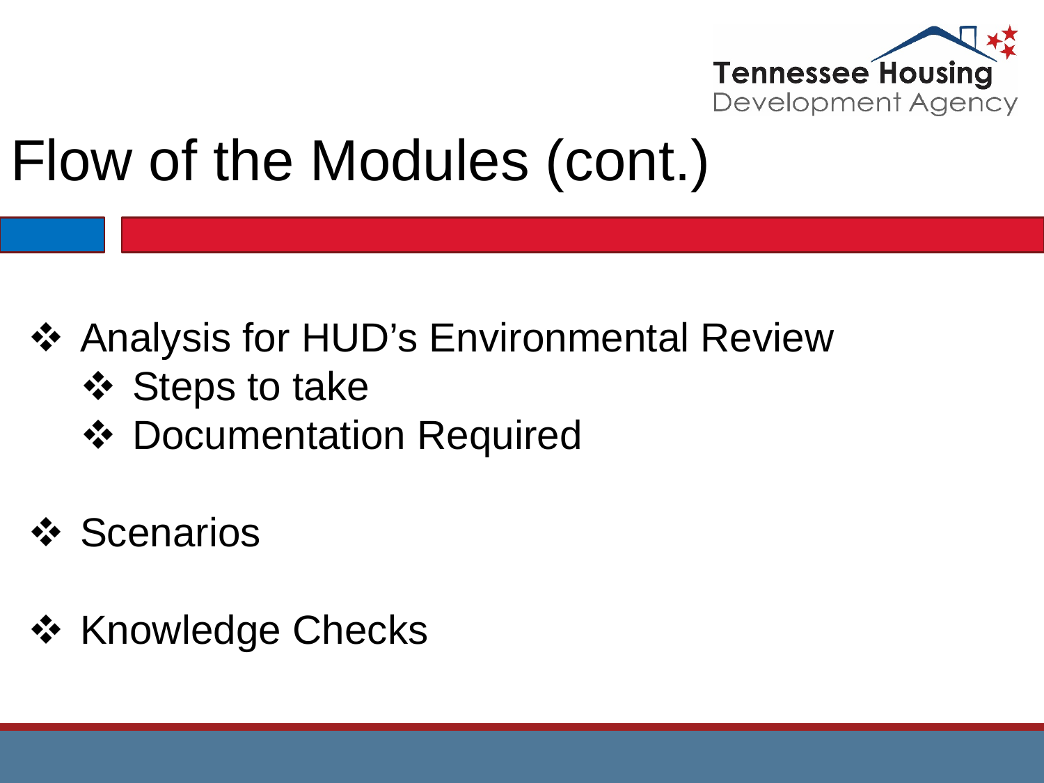# Flow of the Modules (cont.)

- Analysis for HUD's Environmental Review
  - Steps to take
  - Documentation Required
- Scenarios
- Knowledge Checks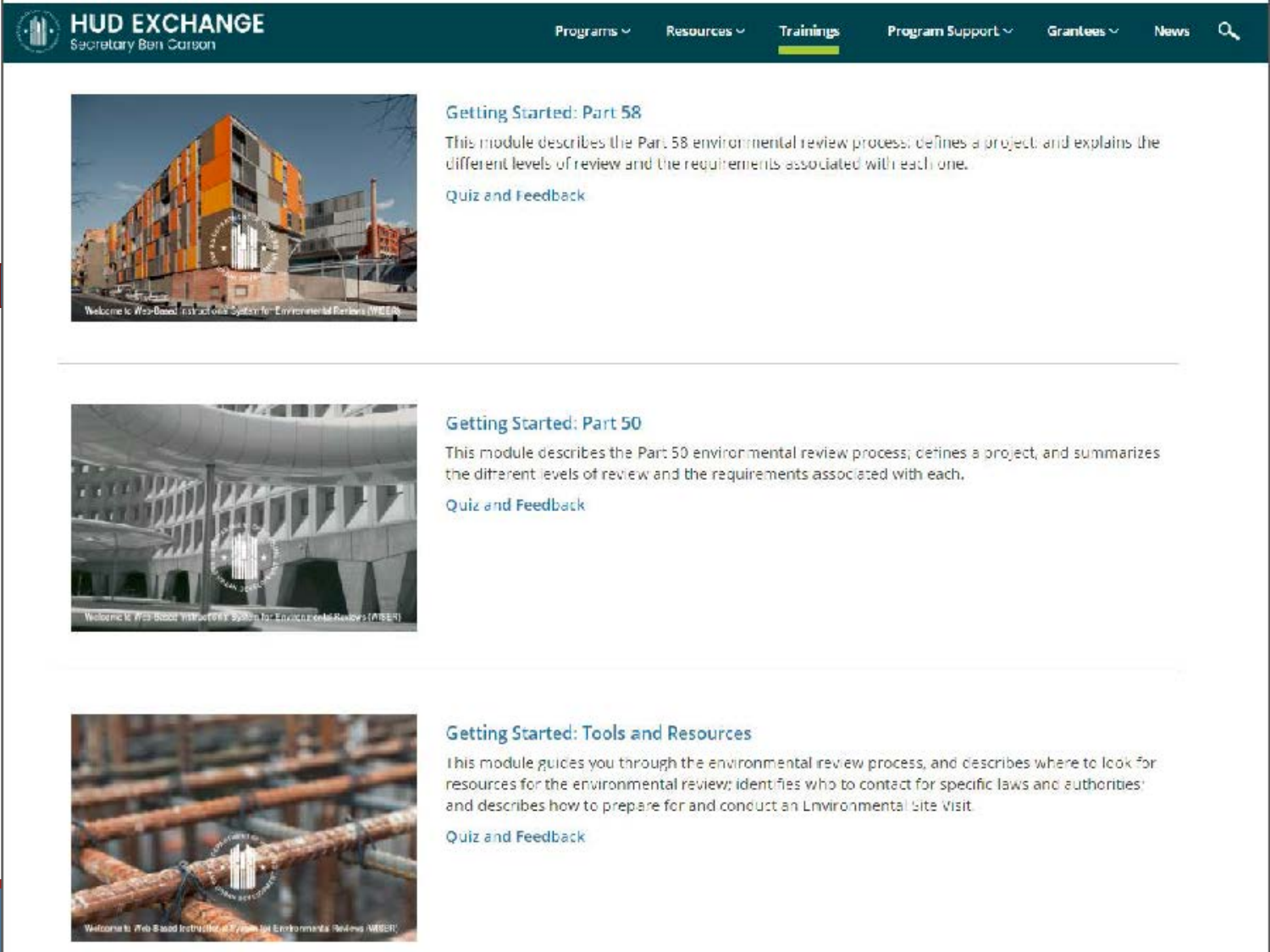HUD EXCHANGE
Secretary Ben Carson

Programs | Resources | Trainings | Program Support | Grantees | News

## Getting Started: Part 58

This module describes the Part 58 environmental review process; defines a project; and explains the different levels of review and the requirements associated with each one.

Quiz and Feedback

## Getting Started: Part 50

This module describes the Part 50 environmental review process; defines a project, and summarizes the different levels of review and the requirements associated with each.

Quiz and Feedback

## Getting Started: Tools and Resources

This module guides you through the environmental review process, and describes where to look for resources for the environmental review; identifies who to contact for specific laws and authorities; and describes how to prepare for and conduct an Environmental Site Visit.

Quiz and Feedback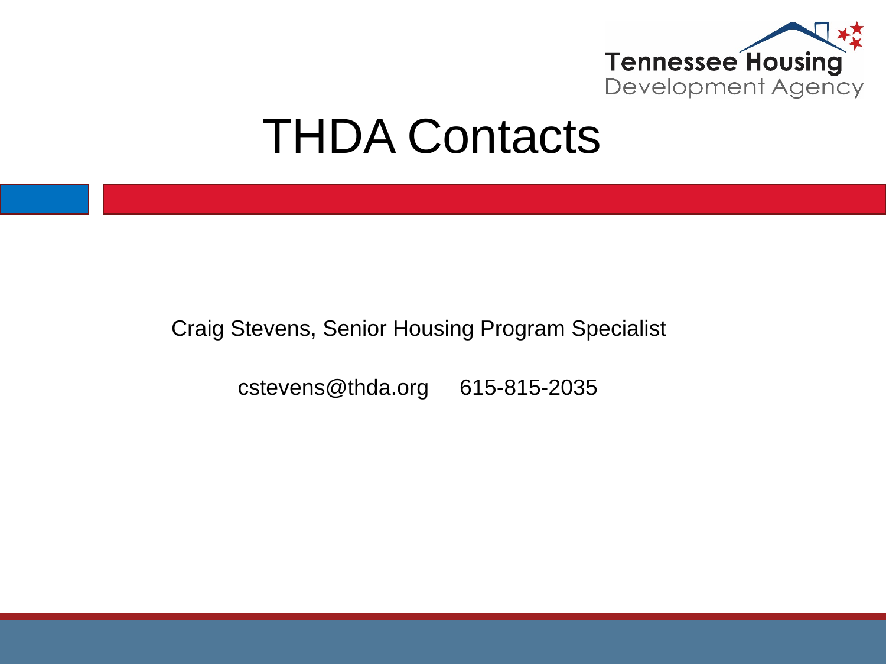Tennessee Housing Development Agency

# THDA Contacts

Craig Stevens, Senior Housing Program Specialist

cstevens@thda.org     615-815-2035